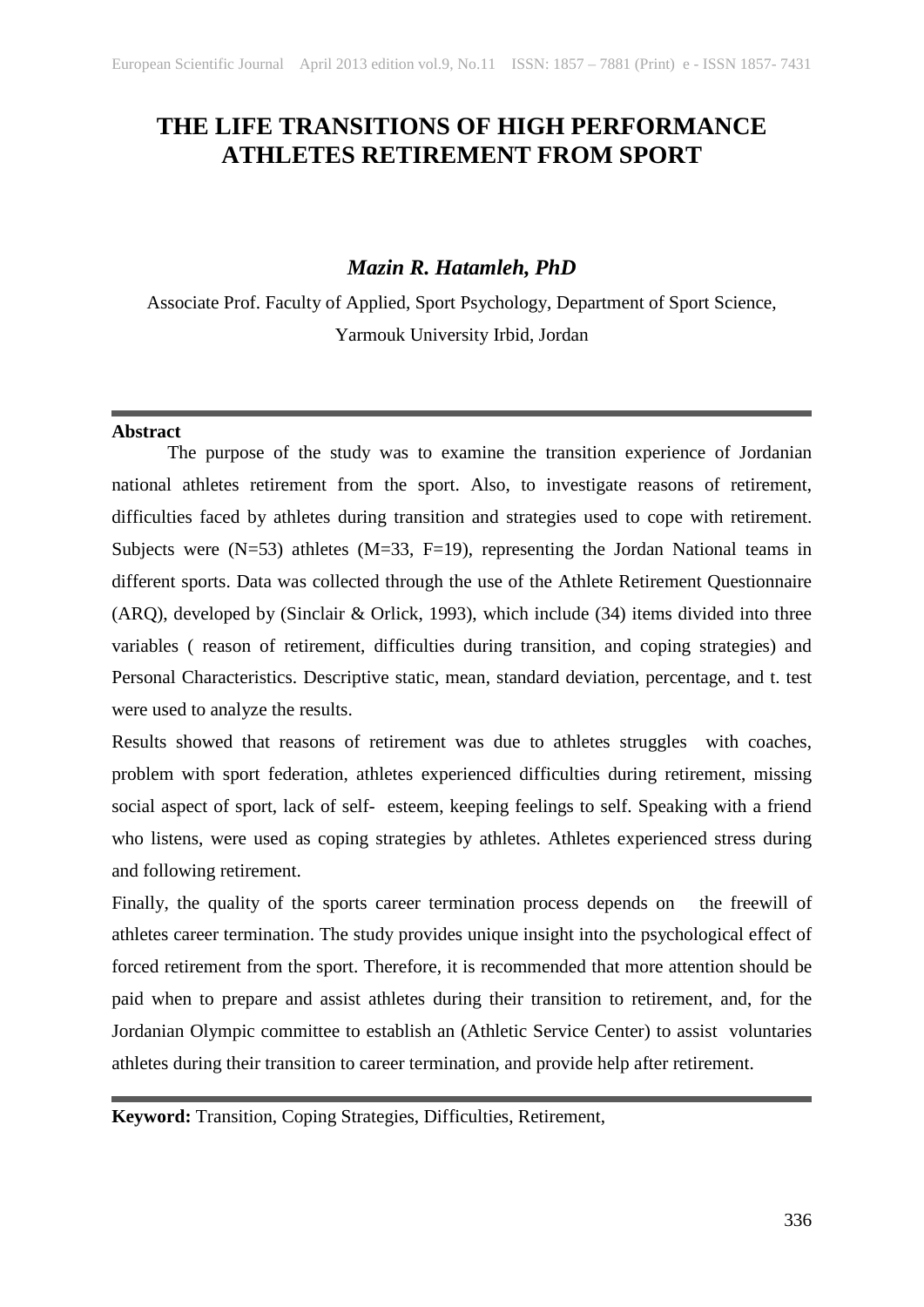# THE LIFE TRANSITIONS OF HIGH PERFORMANCE ATHLETES RETIREMENT FROM SPORT

***Mazin R. Hatamleh, PhD***

Associate Prof. Faculty of Applied, Sport Psychology, Department of Sport Science,
Yarmouk University Irbid, Jordan

---

**Abstract**

The purpose of the study was to examine the transition experience of Jordanian national athletes retirement from the sport. Also, to investigate reasons of retirement, difficulties faced by athletes during transition and strategies used to cope with retirement. Subjects were (N=53) athletes (M=33, F=19), representing the Jordan National teams in different sports. Data was collected through the use of the Athlete Retirement Questionnaire (ARQ), developed by (Sinclair & Orlick, 1993), which include (34) items divided into three variables ( reason of retirement, difficulties during transition, and coping strategies) and Personal Characteristics. Descriptive static, mean, standard deviation, percentage, and t. test were used to analyze the results.

Results showed that reasons of retirement was due to athletes struggles with coaches, problem with sport federation, athletes experienced difficulties during retirement, missing social aspect of sport, lack of self- esteem, keeping feelings to self. Speaking with a friend who listens, were used as coping strategies by athletes. Athletes experienced stress during and following retirement.

Finally, the quality of the sports career termination process depends on the freewill of athletes career termination. The study provides unique insight into the psychological effect of forced retirement from the sport. Therefore, it is recommended that more attention should be paid when to prepare and assist athletes during their transition to retirement, and, for the Jordanian Olympic committee to establish an (Athletic Service Center) to assist voluntaries athletes during their transition to career termination, and provide help after retirement.

---

**Keyword:** Transition, Coping Strategies, Difficulties, Retirement,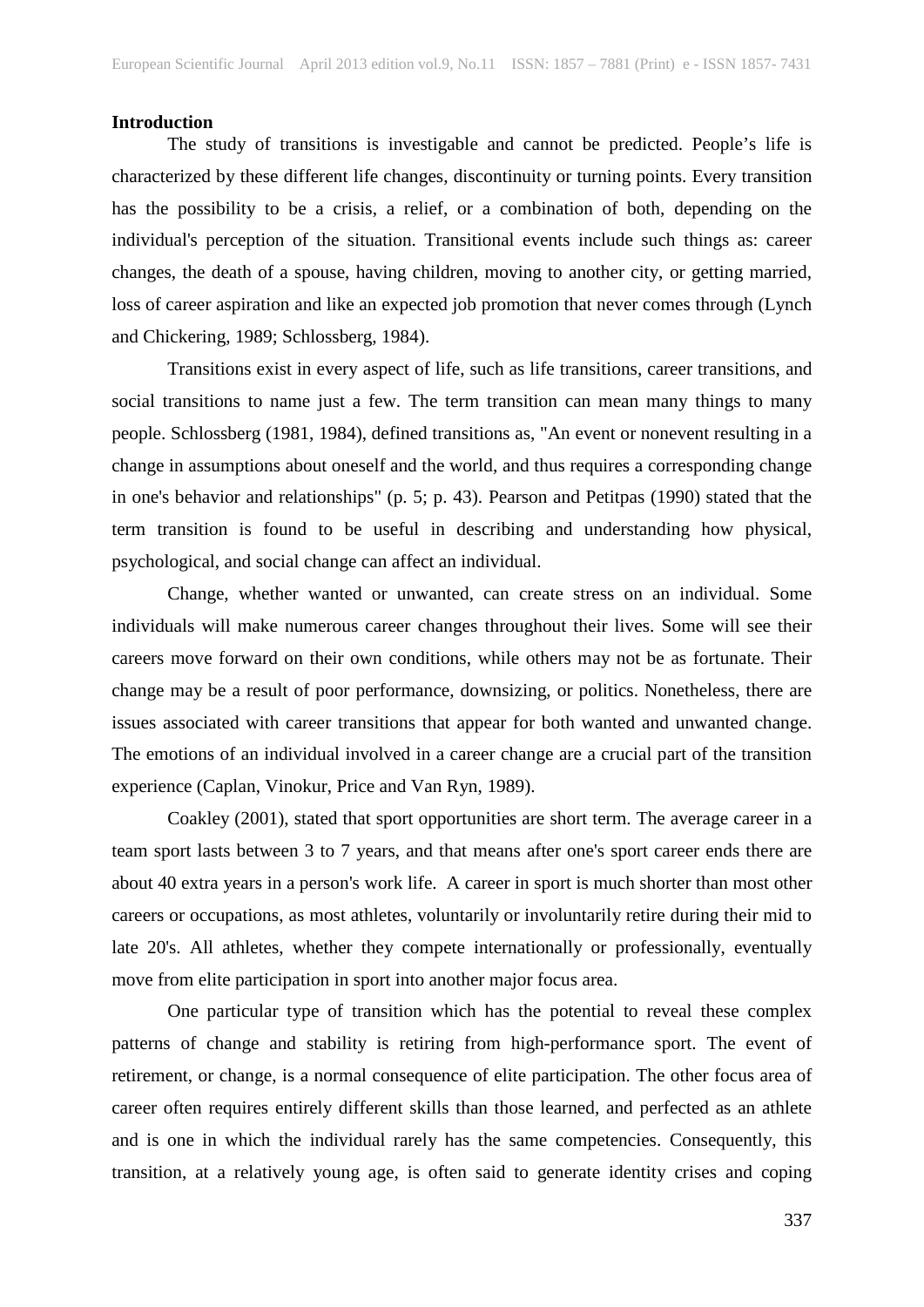## Introduction

The study of transitions is investigable and cannot be predicted. People's life is characterized by these different life changes, discontinuity or turning points. Every transition has the possibility to be a crisis, a relief, or a combination of both, depending on the individual's perception of the situation. Transitional events include such things as: career changes, the death of a spouse, having children, moving to another city, or getting married, loss of career aspiration and like an expected job promotion that never comes through (Lynch and Chickering, 1989; Schlossberg, 1984).

Transitions exist in every aspect of life, such as life transitions, career transitions, and social transitions to name just a few. The term transition can mean many things to many people. Schlossberg (1981, 1984), defined transitions as, "An event or nonevent resulting in a change in assumptions about oneself and the world, and thus requires a corresponding change in one's behavior and relationships" (p. 5; p. 43). Pearson and Petitpas (1990) stated that the term transition is found to be useful in describing and understanding how physical, psychological, and social change can affect an individual.

Change, whether wanted or unwanted, can create stress on an individual. Some individuals will make numerous career changes throughout their lives. Some will see their careers move forward on their own conditions, while others may not be as fortunate. Their change may be a result of poor performance, downsizing, or politics. Nonetheless, there are issues associated with career transitions that appear for both wanted and unwanted change. The emotions of an individual involved in a career change are a crucial part of the transition experience (Caplan, Vinokur, Price and Van Ryn, 1989).

Coakley (2001), stated that sport opportunities are short term. The average career in a team sport lasts between 3 to 7 years, and that means after one's sport career ends there are about 40 extra years in a person's work life. A career in sport is much shorter than most other careers or occupations, as most athletes, voluntarily or involuntarily retire during their mid to late 20's. All athletes, whether they compete internationally or professionally, eventually move from elite participation in sport into another major focus area.

One particular type of transition which has the potential to reveal these complex patterns of change and stability is retiring from high-performance sport. The event of retirement, or change, is a normal consequence of elite participation. The other focus area of career often requires entirely different skills than those learned, and perfected as an athlete and is one in which the individual rarely has the same competencies. Consequently, this transition, at a relatively young age, is often said to generate identity crises and coping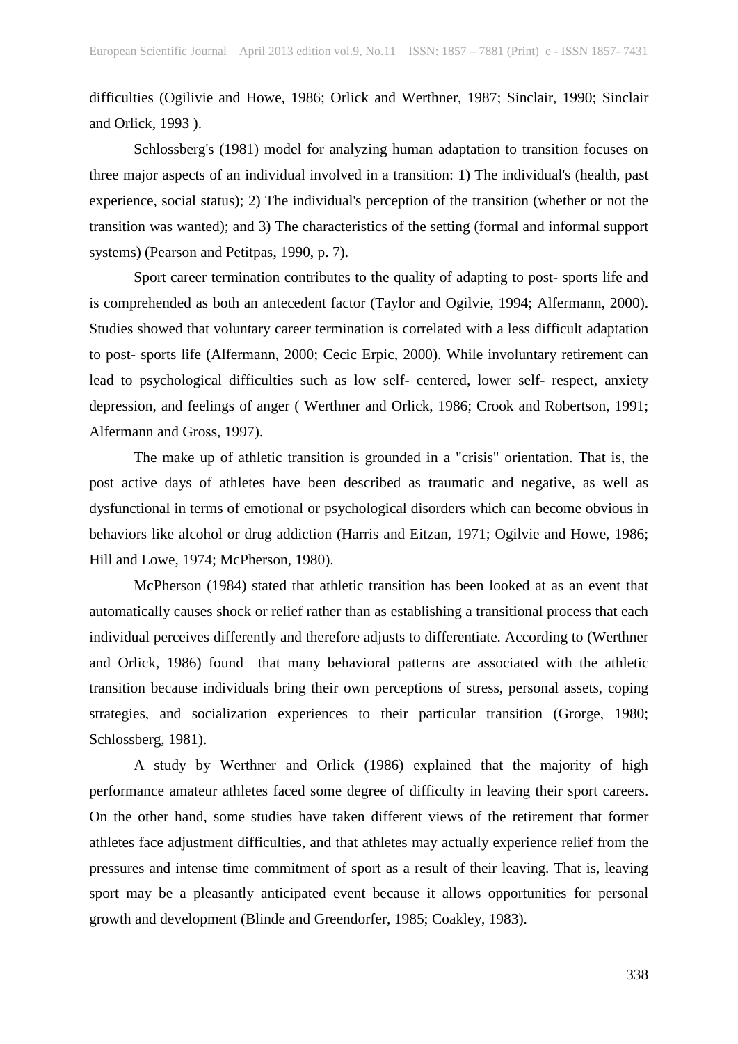difficulties (Ogilivie and Howe, 1986; Orlick and Werthner, 1987; Sinclair, 1990; Sinclair and Orlick, 1993 ).

Schlossberg's (1981) model for analyzing human adaptation to transition focuses on three major aspects of an individual involved in a transition: 1) The individual's (health, past experience, social status); 2) The individual's perception of the transition (whether or not the transition was wanted); and 3) The characteristics of the setting (formal and informal support systems) (Pearson and Petitpas, 1990, p. 7).

Sport career termination contributes to the quality of adapting to post- sports life and is comprehended as both an antecedent factor (Taylor and Ogilvie, 1994; Alfermann, 2000). Studies showed that voluntary career termination is correlated with a less difficult adaptation to post- sports life (Alfermann, 2000; Cecic Erpic, 2000). While involuntary retirement can lead to psychological difficulties such as low self- centered, lower self- respect, anxiety depression, and feelings of anger ( Werthner and Orlick, 1986; Crook and Robertson, 1991; Alfermann and Gross, 1997).

The make up of athletic transition is grounded in a "crisis" orientation. That is, the post active days of athletes have been described as traumatic and negative, as well as dysfunctional in terms of emotional or psychological disorders which can become obvious in behaviors like alcohol or drug addiction (Harris and Eitzan, 1971; Ogilvie and Howe, 1986; Hill and Lowe, 1974; McPherson, 1980).

McPherson (1984) stated that athletic transition has been looked at as an event that automatically causes shock or relief rather than as establishing a transitional process that each individual perceives differently and therefore adjusts to differentiate. According to (Werthner and Orlick, 1986) found that many behavioral patterns are associated with the athletic transition because individuals bring their own perceptions of stress, personal assets, coping strategies, and socialization experiences to their particular transition (Grorge, 1980; Schlossberg, 1981).

A study by Werthner and Orlick (1986) explained that the majority of high performance amateur athletes faced some degree of difficulty in leaving their sport careers. On the other hand, some studies have taken different views of the retirement that former athletes face adjustment difficulties, and that athletes may actually experience relief from the pressures and intense time commitment of sport as a result of their leaving. That is, leaving sport may be a pleasantly anticipated event because it allows opportunities for personal growth and development (Blinde and Greendorfer, 1985; Coakley, 1983).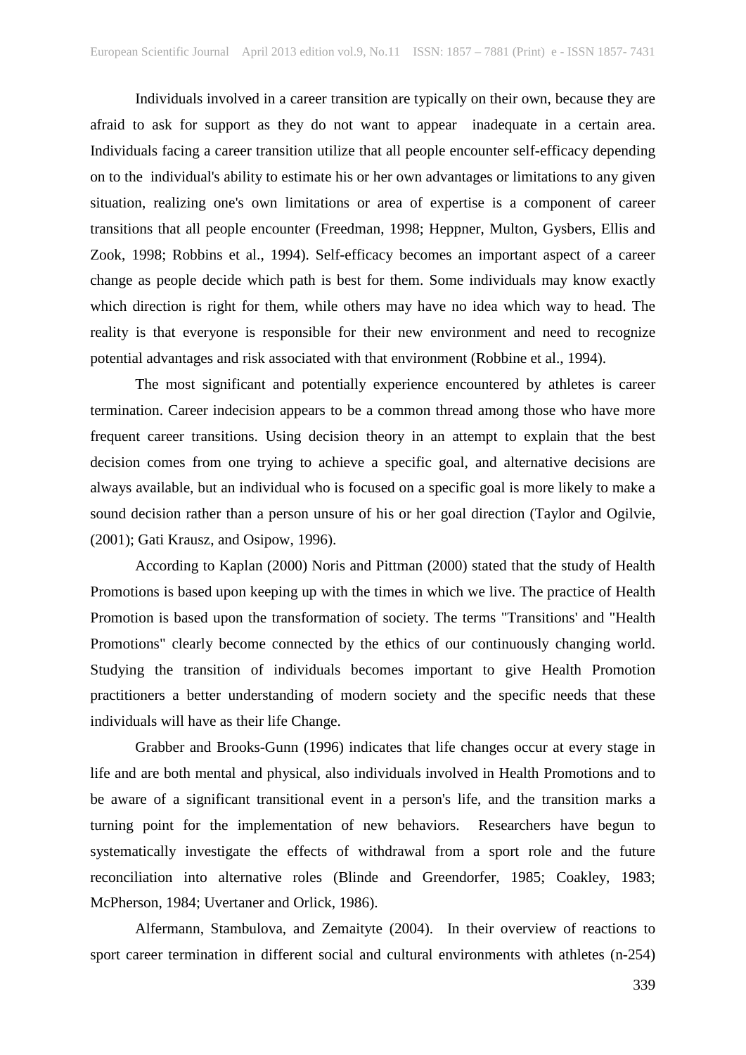Individuals involved in a career transition are typically on their own, because they are afraid to ask for support as they do not want to appear inadequate in a certain area. Individuals facing a career transition utilize that all people encounter self-efficacy depending on to the individual's ability to estimate his or her own advantages or limitations to any given situation, realizing one's own limitations or area of expertise is a component of career transitions that all people encounter (Freedman, 1998; Heppner, Multon, Gysbers, Ellis and Zook, 1998; Robbins et al., 1994). Self-efficacy becomes an important aspect of a career change as people decide which path is best for them. Some individuals may know exactly which direction is right for them, while others may have no idea which way to head. The reality is that everyone is responsible for their new environment and need to recognize potential advantages and risk associated with that environment (Robbine et al., 1994).

The most significant and potentially experience encountered by athletes is career termination. Career indecision appears to be a common thread among those who have more frequent career transitions. Using decision theory in an attempt to explain that the best decision comes from one trying to achieve a specific goal, and alternative decisions are always available, but an individual who is focused on a specific goal is more likely to make a sound decision rather than a person unsure of his or her goal direction (Taylor and Ogilvie, (2001); Gati Krausz, and Osipow, 1996).

According to Kaplan (2000) Noris and Pittman (2000) stated that the study of Health Promotions is based upon keeping up with the times in which we live. The practice of Health Promotion is based upon the transformation of society. The terms "Transitions' and "Health Promotions" clearly become connected by the ethics of our continuously changing world. Studying the transition of individuals becomes important to give Health Promotion practitioners a better understanding of modern society and the specific needs that these individuals will have as their life Change.

Grabber and Brooks-Gunn (1996) indicates that life changes occur at every stage in life and are both mental and physical, also individuals involved in Health Promotions and to be aware of a significant transitional event in a person's life, and the transition marks a turning point for the implementation of new behaviors. Researchers have begun to systematically investigate the effects of withdrawal from a sport role and the future reconciliation into alternative roles (Blinde and Greendorfer, 1985; Coakley, 1983; McPherson, 1984; Uvertaner and Orlick, 1986).

Alfermann, Stambulova, and Zemaityte (2004). In their overview of reactions to sport career termination in different social and cultural environments with athletes (n-254)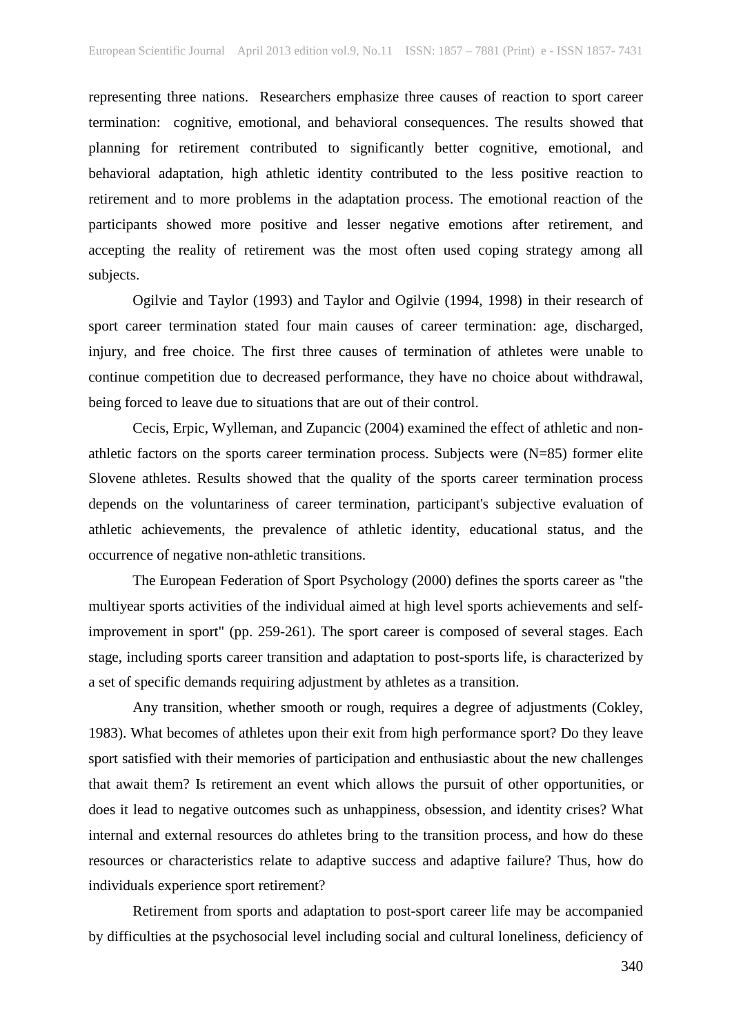representing three nations. Researchers emphasize three causes of reaction to sport career termination: cognitive, emotional, and behavioral consequences. The results showed that planning for retirement contributed to significantly better cognitive, emotional, and behavioral adaptation, high athletic identity contributed to the less positive reaction to retirement and to more problems in the adaptation process. The emotional reaction of the participants showed more positive and lesser negative emotions after retirement, and accepting the reality of retirement was the most often used coping strategy among all subjects.

Ogilvie and Taylor (1993) and Taylor and Ogilvie (1994, 1998) in their research of sport career termination stated four main causes of career termination: age, discharged, injury, and free choice. The first three causes of termination of athletes were unable to continue competition due to decreased performance, they have no choice about withdrawal, being forced to leave due to situations that are out of their control.

Cecis, Erpic, Wylleman, and Zupancic (2004) examined the effect of athletic and non-athletic factors on the sports career termination process. Subjects were (N=85) former elite Slovene athletes. Results showed that the quality of the sports career termination process depends on the voluntariness of career termination, participant's subjective evaluation of athletic achievements, the prevalence of athletic identity, educational status, and the occurrence of negative non-athletic transitions.

The European Federation of Sport Psychology (2000) defines the sports career as "the multiyear sports activities of the individual aimed at high level sports achievements and self-improvement in sport" (pp. 259-261). The sport career is composed of several stages. Each stage, including sports career transition and adaptation to post-sports life, is characterized by a set of specific demands requiring adjustment by athletes as a transition.

Any transition, whether smooth or rough, requires a degree of adjustments (Cokley, 1983). What becomes of athletes upon their exit from high performance sport? Do they leave sport satisfied with their memories of participation and enthusiastic about the new challenges that await them? Is retirement an event which allows the pursuit of other opportunities, or does it lead to negative outcomes such as unhappiness, obsession, and identity crises? What internal and external resources do athletes bring to the transition process, and how do these resources or characteristics relate to adaptive success and adaptive failure? Thus, how do individuals experience sport retirement?

Retirement from sports and adaptation to post-sport career life may be accompanied by difficulties at the psychosocial level including social and cultural loneliness, deficiency of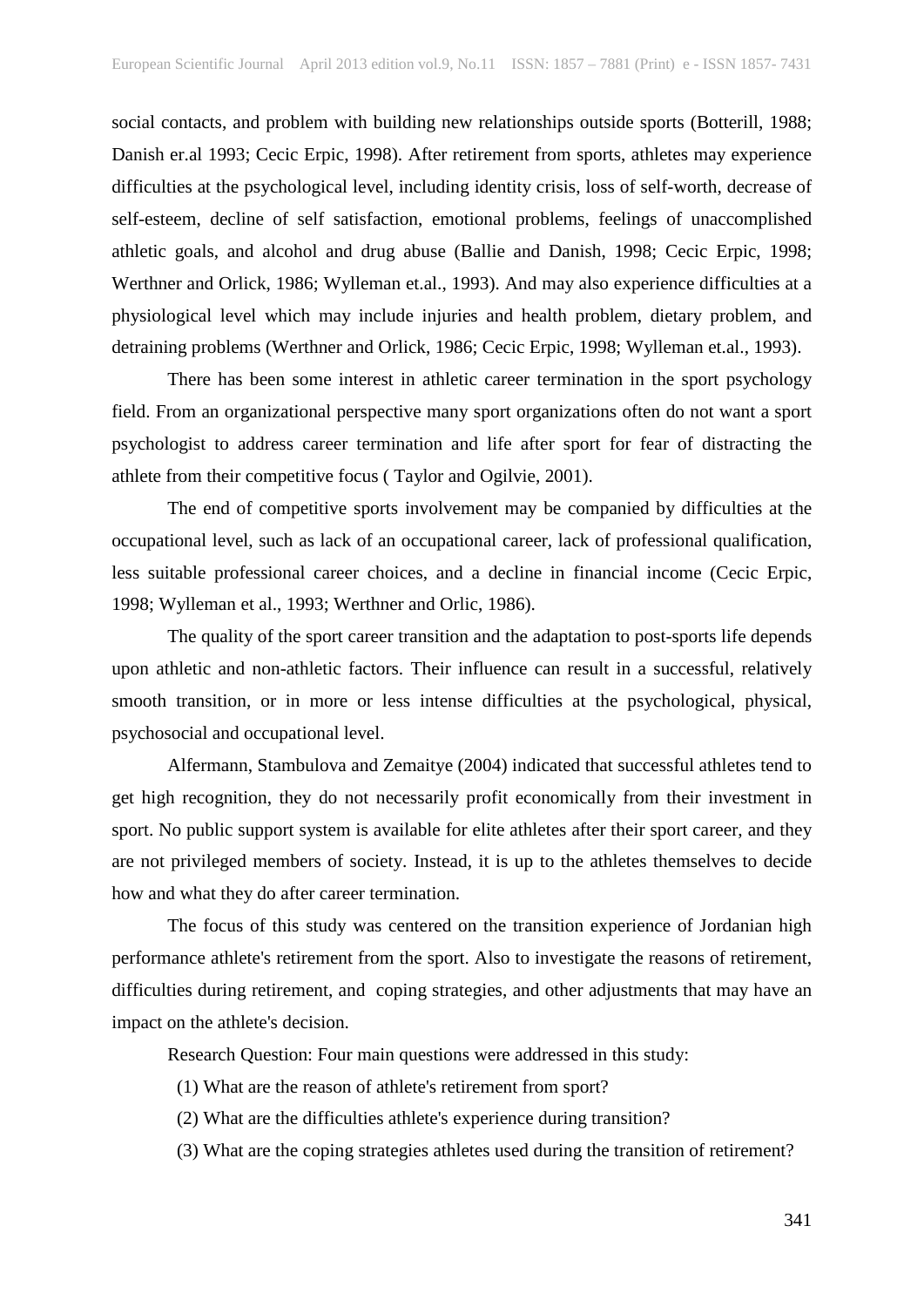social contacts, and problem with building new relationships outside sports (Botterill, 1988; Danish er.al 1993; Cecic Erpic, 1998). After retirement from sports, athletes may experience difficulties at the psychological level, including identity crisis, loss of self-worth, decrease of self-esteem, decline of self satisfaction, emotional problems, feelings of unaccomplished athletic goals, and alcohol and drug abuse (Ballie and Danish, 1998; Cecic Erpic, 1998; Werthner and Orlick, 1986; Wylleman et.al., 1993). And may also experience difficulties at a physiological level which may include injuries and health problem, dietary problem, and detraining problems (Werthner and Orlick, 1986; Cecic Erpic, 1998; Wylleman et.al., 1993).

There has been some interest in athletic career termination in the sport psychology field. From an organizational perspective many sport organizations often do not want a sport psychologist to address career termination and life after sport for fear of distracting the athlete from their competitive focus ( Taylor and Ogilvie, 2001).

The end of competitive sports involvement may be companied by difficulties at the occupational level, such as lack of an occupational career, lack of professional qualification, less suitable professional career choices, and a decline in financial income (Cecic Erpic, 1998; Wylleman et al., 1993; Werthner and Orlic, 1986).

The quality of the sport career transition and the adaptation to post-sports life depends upon athletic and non-athletic factors. Their influence can result in a successful, relatively smooth transition, or in more or less intense difficulties at the psychological, physical, psychosocial and occupational level.

Alfermann, Stambulova and Zemaitye (2004) indicated that successful athletes tend to get high recognition, they do not necessarily profit economically from their investment in sport. No public support system is available for elite athletes after their sport career, and they are not privileged members of society. Instead, it is up to the athletes themselves to decide how and what they do after career termination.

The focus of this study was centered on the transition experience of Jordanian high performance athlete's retirement from the sport. Also to investigate the reasons of retirement, difficulties during retirement, and coping strategies, and other adjustments that may have an impact on the athlete's decision.

Research Question: Four main questions were addressed in this study:

(1) What are the reason of athlete's retirement from sport?

(2) What are the difficulties athlete's experience during transition?

(3) What are the coping strategies athletes used during the transition of retirement?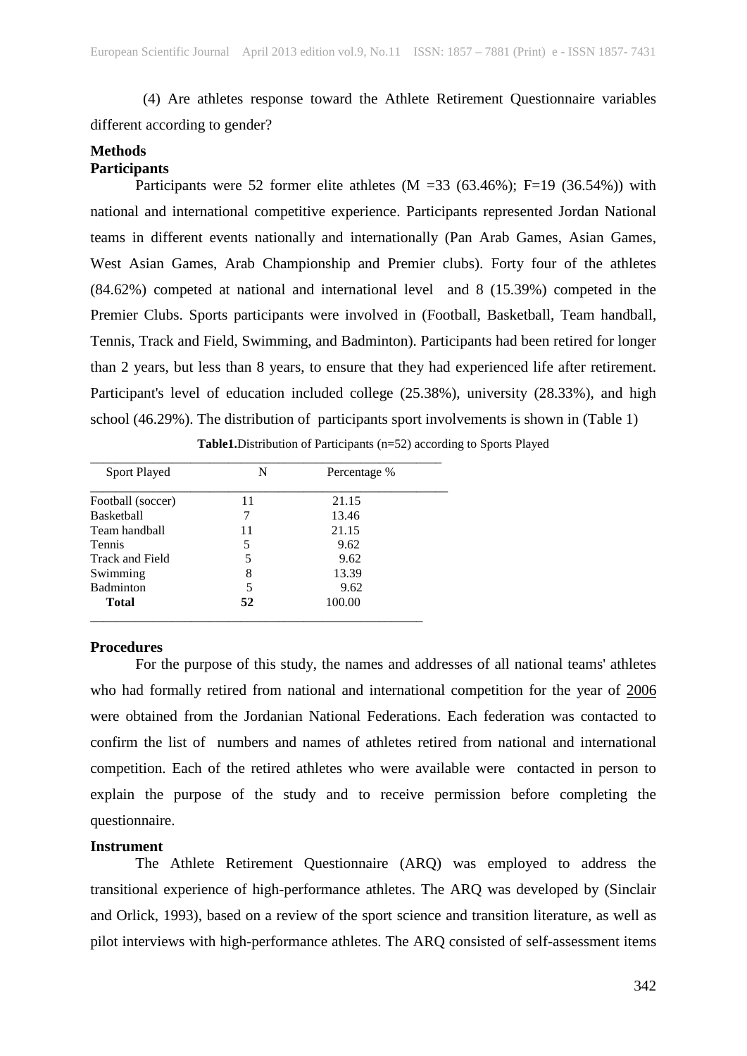(4) Are athletes response toward the Athlete Retirement Questionnaire variables different according to gender?

## Methods

### Participants

Participants were 52 former elite athletes (M =33 (63.46%); F=19 (36.54%)) with national and international competitive experience. Participants represented Jordan National teams in different events nationally and internationally (Pan Arab Games, Asian Games, West Asian Games, Arab Championship and Premier clubs). Forty four of the athletes (84.62%) competed at national and international level and 8 (15.39%) competed in the Premier Clubs. Sports participants were involved in (Football, Basketball, Team handball, Tennis, Track and Field, Swimming, and Badminton). Participants had been retired for longer than 2 years, but less than 8 years, to ensure that they had experienced life after retirement. Participant's level of education included college (25.38%), university (28.33%), and high school (46.29%). The distribution of participants sport involvements is shown in (Table 1)

**Table1.**Distribution of Participants (n=52) according to Sports Played

| Sport Played | N | Percentage % |
|---|---|---|
| Football (soccer) | 11 | 21.15 |
| Basketball | 7 | 13.46 |
| Team handball | 11 | 21.15 |
| Tennis | 5 | 9.62 |
| Track and Field | 5 | 9.62 |
| Swimming | 8 | 13.39 |
| Badminton | 5 | 9.62 |
| **Total** | **52** | 100.00 |

### Procedures

For the purpose of this study, the names and addresses of all national teams' athletes who had formally retired from national and international competition for the year of 2006 were obtained from the Jordanian National Federations. Each federation was contacted to confirm the list of numbers and names of athletes retired from national and international competition. Each of the retired athletes who were available were contacted in person to explain the purpose of the study and to receive permission before completing the questionnaire.

### Instrument

The Athlete Retirement Questionnaire (ARQ) was employed to address the transitional experience of high-performance athletes. The ARQ was developed by (Sinclair and Orlick, 1993), based on a review of the sport science and transition literature, as well as pilot interviews with high-performance athletes. The ARQ consisted of self-assessment items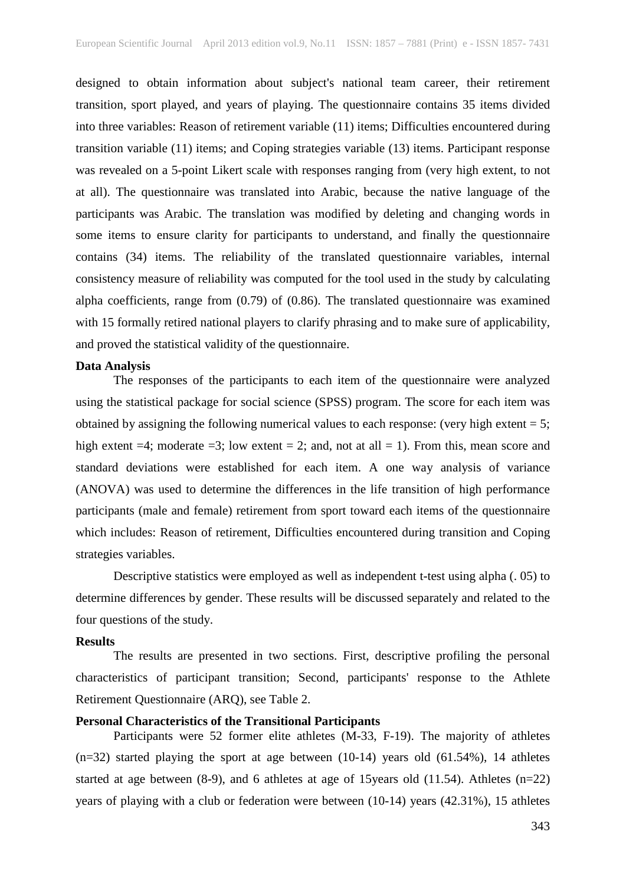designed to obtain information about subject's national team career, their retirement transition, sport played, and years of playing. The questionnaire contains 35 items divided into three variables: Reason of retirement variable (11) items; Difficulties encountered during transition variable (11) items; and Coping strategies variable (13) items. Participant response was revealed on a 5-point Likert scale with responses ranging from (very high extent, to not at all). The questionnaire was translated into Arabic, because the native language of the participants was Arabic. The translation was modified by deleting and changing words in some items to ensure clarity for participants to understand, and finally the questionnaire contains (34) items. The reliability of the translated questionnaire variables, internal consistency measure of reliability was computed for the tool used in the study by calculating alpha coefficients, range from (0.79) of (0.86). The translated questionnaire was examined with 15 formally retired national players to clarify phrasing and to make sure of applicability, and proved the statistical validity of the questionnaire.

**Data Analysis**

The responses of the participants to each item of the questionnaire were analyzed using the statistical package for social science (SPSS) program. The score for each item was obtained by assigning the following numerical values to each response: (very high extent = 5; high extent =4; moderate =3; low extent = 2; and, not at all = 1). From this, mean score and standard deviations were established for each item. A one way analysis of variance (ANOVA) was used to determine the differences in the life transition of high performance participants (male and female) retirement from sport toward each items of the questionnaire which includes: Reason of retirement, Difficulties encountered during transition and Coping strategies variables.

Descriptive statistics were employed as well as independent t-test using alpha (. 05) to determine differences by gender. These results will be discussed separately and related to the four questions of the study.

**Results**

The results are presented in two sections. First, descriptive profiling the personal characteristics of participant transition; Second, participants' response to the Athlete Retirement Questionnaire (ARQ), see Table 2.

**Personal Characteristics of the Transitional Participants**

Participants were 52 former elite athletes (M-33, F-19). The majority of athletes (n=32) started playing the sport at age between (10-14) years old (61.54%), 14 athletes started at age between (8-9), and 6 athletes at age of 15years old (11.54). Athletes (n=22) years of playing with a club or federation were between (10-14) years (42.31%), 15 athletes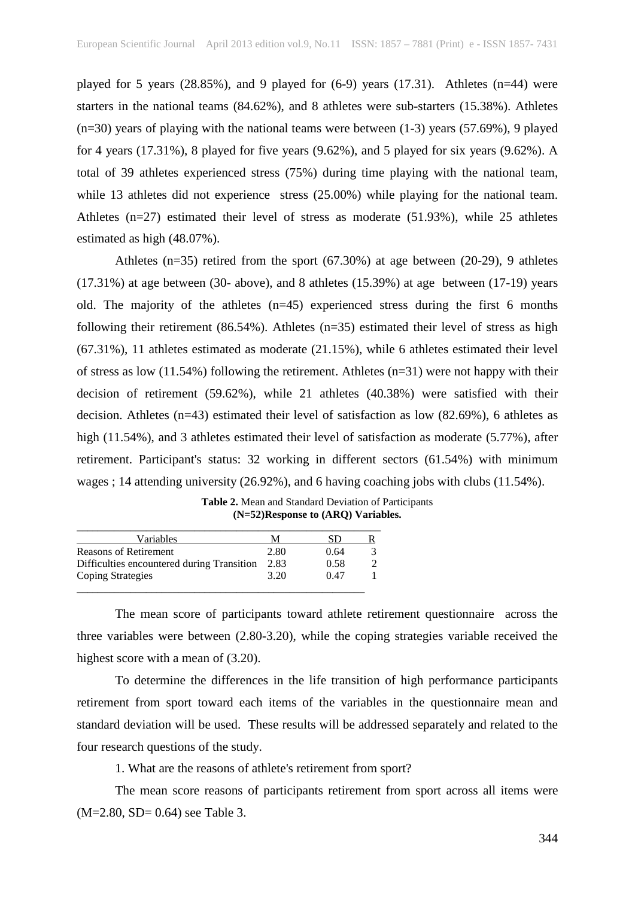played for 5 years (28.85%), and 9 played for (6-9) years (17.31). Athletes (n=44) were starters in the national teams (84.62%), and 8 athletes were sub-starters (15.38%). Athletes (n=30) years of playing with the national teams were between (1-3) years (57.69%), 9 played for 4 years (17.31%), 8 played for five years (9.62%), and 5 played for six years (9.62%). A total of 39 athletes experienced stress (75%) during time playing with the national team, while 13 athletes did not experience stress (25.00%) while playing for the national team. Athletes (n=27) estimated their level of stress as moderate (51.93%), while 25 athletes estimated as high (48.07%).

Athletes (n=35) retired from the sport (67.30%) at age between (20-29), 9 athletes (17.31%) at age between (30- above), and 8 athletes (15.39%) at age between (17-19) years old. The majority of the athletes (n=45) experienced stress during the first 6 months following their retirement (86.54%). Athletes (n=35) estimated their level of stress as high (67.31%), 11 athletes estimated as moderate (21.15%), while 6 athletes estimated their level of stress as low (11.54%) following the retirement. Athletes (n=31) were not happy with their decision of retirement (59.62%), while 21 athletes (40.38%) were satisfied with their decision. Athletes (n=43) estimated their level of satisfaction as low (82.69%), 6 athletes as high (11.54%), and 3 athletes estimated their level of satisfaction as moderate (5.77%), after retirement. Participant's status: 32 working in different sectors (61.54%) with minimum wages ; 14 attending university (26.92%), and 6 having coaching jobs with clubs (11.54%).

**Table 2.** Mean and Standard Deviation of Participants **(N=52)Response to (ARQ) Variables.**

| Variables | M | SD | R |
|---|---|---|---|
| Reasons of Retirement | 2.80 | 0.64 | 3 |
| Difficulties encountered during Transition | 2.83 | 0.58 | 2 |
| Coping Strategies | 3.20 | 0.47 | 1 |

The mean score of participants toward athlete retirement questionnaire across the three variables were between (2.80-3.20), while the coping strategies variable received the highest score with a mean of (3.20).

To determine the differences in the life transition of high performance participants retirement from sport toward each items of the variables in the questionnaire mean and standard deviation will be used. These results will be addressed separately and related to the four research questions of the study.

1. What are the reasons of athlete's retirement from sport?

The mean score reasons of participants retirement from sport across all items were (M=2.80, SD= 0.64) see Table 3.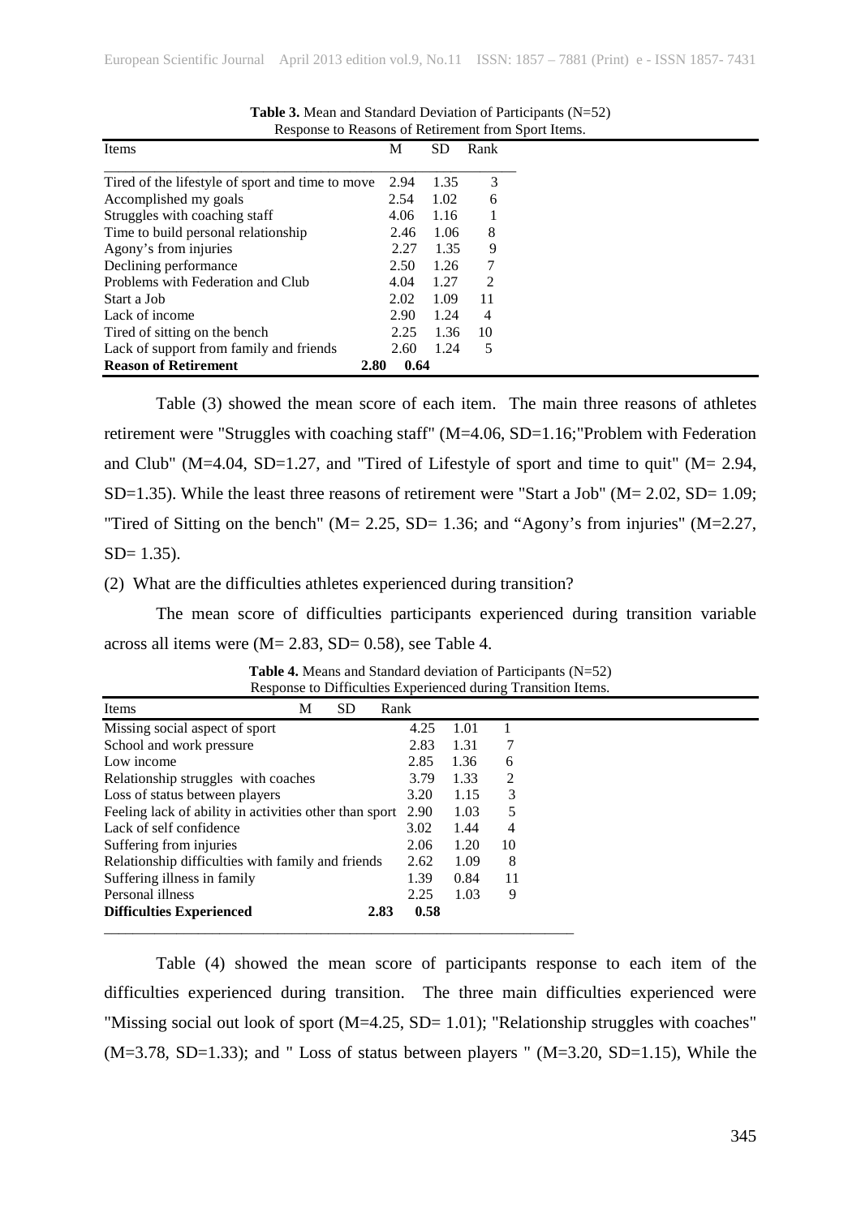**Table 3.** Mean and Standard Deviation of Participants (N=52) Response to Reasons of Retirement from Sport Items.

| Items | M | SD | Rank |
|---|---|---|---|
| Tired of the lifestyle of sport and time to move | 2.94 | 1.35 | 3 |
| Accomplished my goals | 2.54 | 1.02 | 6 |
| Struggles with coaching staff | 4.06 | 1.16 | 1 |
| Time to build personal relationship | 2.46 | 1.06 | 8 |
| Agony's from injuries | 2.27 | 1.35 | 9 |
| Declining performance | 2.50 | 1.26 | 7 |
| Problems with Federation and Club | 4.04 | 1.27 | 2 |
| Start a Job | 2.02 | 1.09 | 11 |
| Lack of income | 2.90 | 1.24 | 4 |
| Tired of sitting on the bench | 2.25 | 1.36 | 10 |
| Lack of support from family and friends | 2.60 | 1.24 | 5 |
| **Reason of Retirement** | **2.80** | **0.64** | |

Table (3) showed the mean score of each item. The main three reasons of athletes retirement were "Struggles with coaching staff" (M=4.06, SD=1.16;"Problem with Federation and Club" (M=4.04, SD=1.27, and "Tired of Lifestyle of sport and time to quit" (M= 2.94, SD=1.35). While the least three reasons of retirement were "Start a Job" (M= 2.02, SD= 1.09; "Tired of Sitting on the bench" (M= 2.25, SD= 1.36; and "Agony's from injuries" (M=2.27, SD= 1.35).

(2) What are the difficulties athletes experienced during transition?

The mean score of difficulties participants experienced during transition variable across all items were (M= 2.83, SD= 0.58), see Table 4.

**Table 4.** Means and Standard deviation of Participants (N=52) Response to Difficulties Experienced during Transition Items.

| Items | M | SD | Rank |
|---|---|---|---|
| Missing social aspect of sport | 4.25 | 1.01 | 1 |
| School and work pressure | 2.83 | 1.31 | 7 |
| Low income | 2.85 | 1.36 | 6 |
| Relationship struggles with coaches | 3.79 | 1.33 | 2 |
| Loss of status between players | 3.20 | 1.15 | 3 |
| Feeling lack of ability in activities other than sport | 2.90 | 1.03 | 5 |
| Lack of self confidence | 3.02 | 1.44 | 4 |
| Suffering from injuries | 2.06 | 1.20 | 10 |
| Relationship difficulties with family and friends | 2.62 | 1.09 | 8 |
| Suffering illness in family | 1.39 | 0.84 | 11 |
| Personal illness | 2.25 | 1.03 | 9 |
| **Difficulties Experienced** | **2.83** | **0.58** | |

Table (4) showed the mean score of participants response to each item of the difficulties experienced during transition. The three main difficulties experienced were "Missing social out look of sport (M=4.25, SD= 1.01); "Relationship struggles with coaches" (M=3.78, SD=1.33); and " Loss of status between players " (M=3.20, SD=1.15), While the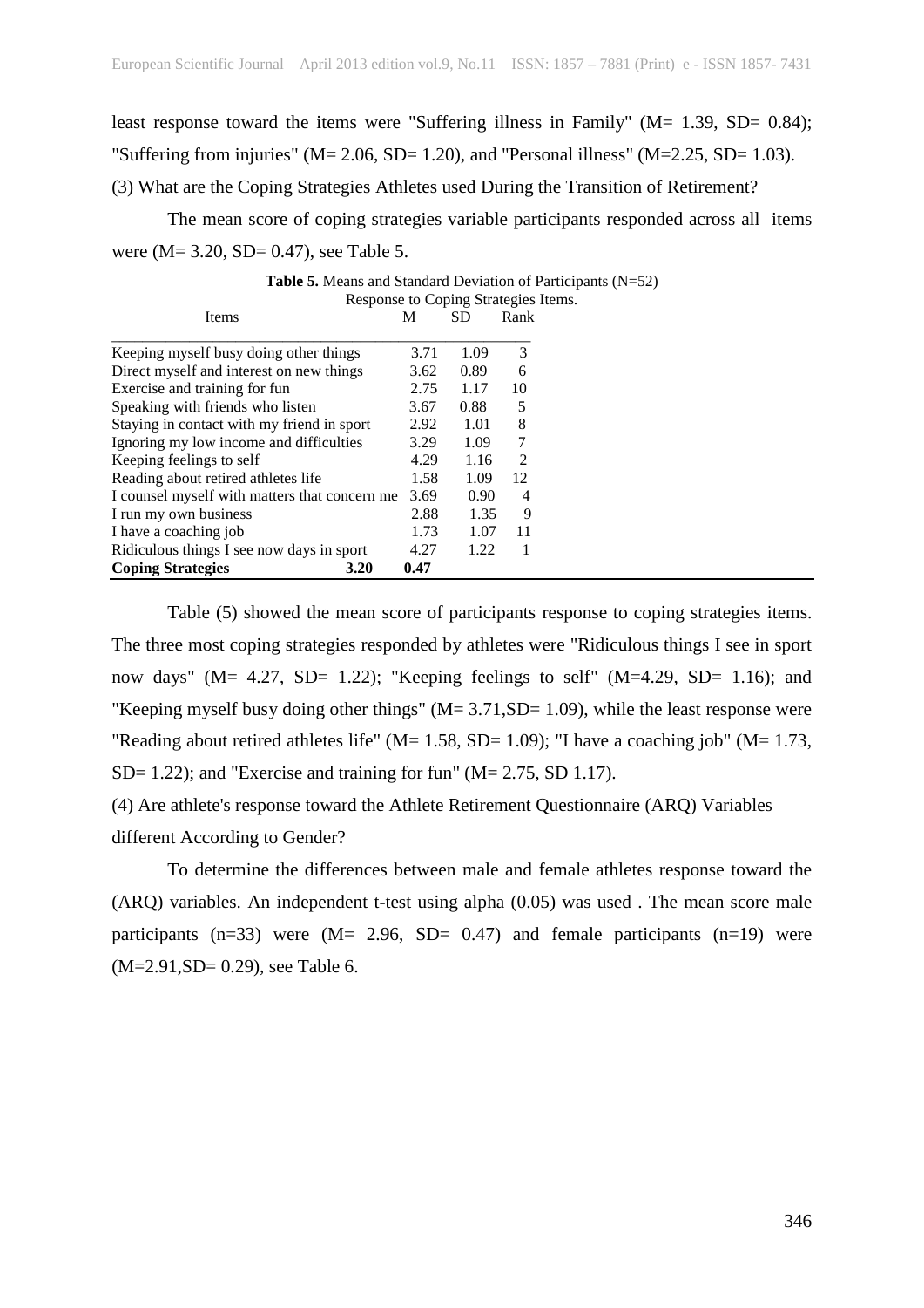least response toward the items were "Suffering illness in Family" (M= 1.39, SD= 0.84); "Suffering from injuries" (M= 2.06, SD= 1.20), and "Personal illness" (M=2.25, SD= 1.03).

(3) What are the Coping Strategies Athletes used During the Transition of Retirement?

The mean score of coping strategies variable participants responded across all items were (M= 3.20, SD= 0.47), see Table 5.

**Table 5.** Means and Standard Deviation of Participants (N=52) Response to Coping Strategies Items.

| Items | M | SD | Rank |
|---|---|---|---|
| Keeping myself busy doing other things | 3.71 | 1.09 | 3 |
| Direct myself and interest on new things | 3.62 | 0.89 | 6 |
| Exercise and training for fun | 2.75 | 1.17 | 10 |
| Speaking with friends who listen | 3.67 | 0.88 | 5 |
| Staying in contact with my friend in sport | 2.92 | 1.01 | 8 |
| Ignoring my low income and difficulties | 3.29 | 1.09 | 7 |
| Keeping feelings to self | 4.29 | 1.16 | 2 |
| Reading about retired athletes life | 1.58 | 1.09 | 12 |
| I counsel myself with matters that concern me | 3.69 | 0.90 | 4 |
| I run my own business | 2.88 | 1.35 | 9 |
| I have a coaching job | 1.73 | 1.07 | 11 |
| Ridiculous things I see now days in sport | 4.27 | 1.22 | 1 |
| **Coping Strategies** | **3.20** | **0.47** | |

Table (5) showed the mean score of participants response to coping strategies items. The three most coping strategies responded by athletes were "Ridiculous things I see in sport now days" (M= 4.27, SD= 1.22); "Keeping feelings to self" (M=4.29, SD= 1.16); and "Keeping myself busy doing other things" (M= 3.71,SD= 1.09), while the least response were "Reading about retired athletes life" (M= 1.58, SD= 1.09); "I have a coaching job" (M= 1.73, SD= 1.22); and "Exercise and training for fun" (M= 2.75, SD 1.17).

(4) Are athlete's response toward the Athlete Retirement Questionnaire (ARQ) Variables different According to Gender?

To determine the differences between male and female athletes response toward the (ARQ) variables. An independent t-test using alpha (0.05) was used . The mean score male participants (n=33) were (M= 2.96, SD= 0.47) and female participants (n=19) were (M=2.91,SD= 0.29), see Table 6.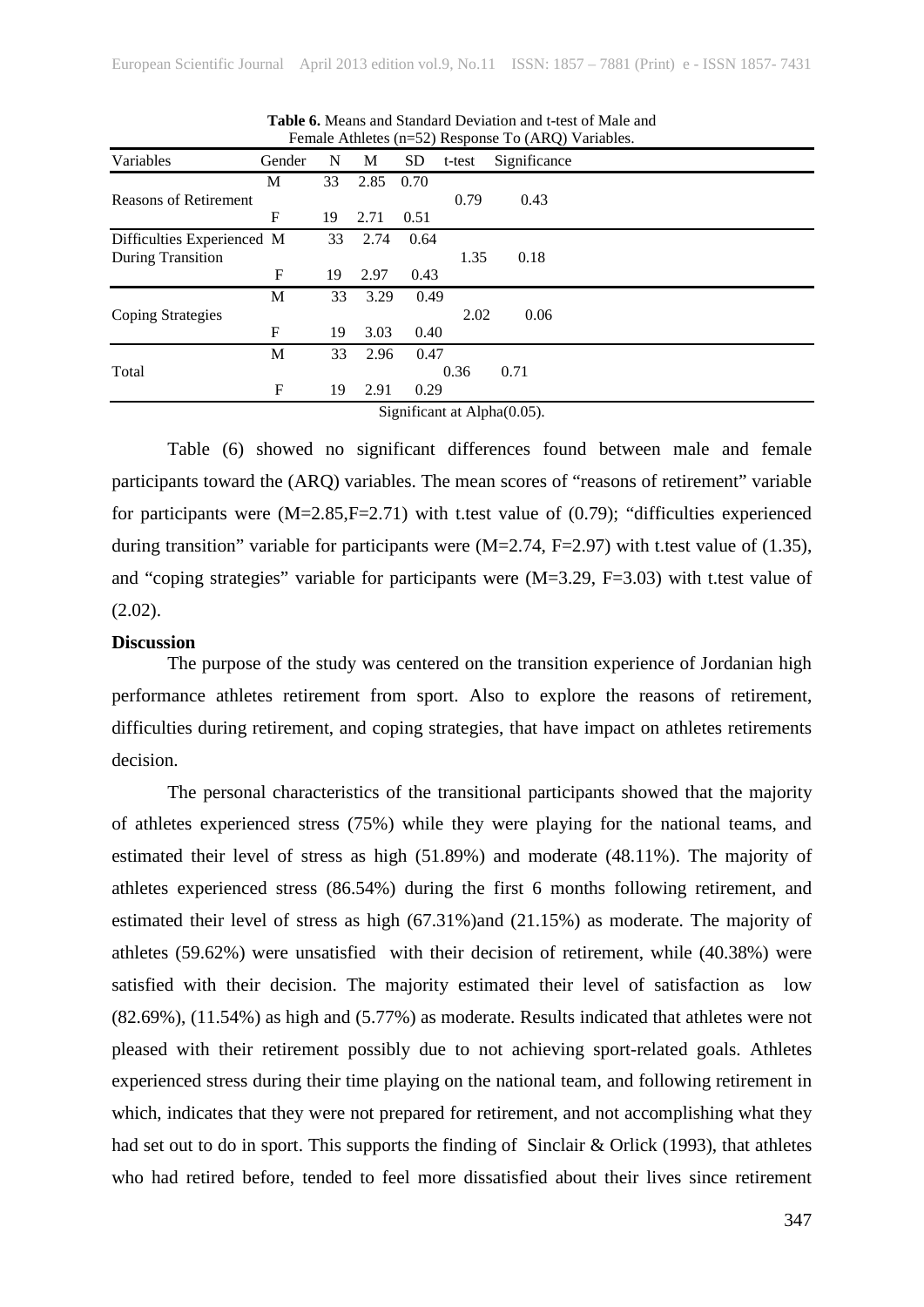**Table 6.** Means and Standard Deviation and t-test of Male and Female Athletes (n=52) Response To (ARQ) Variables.

| Variables | Gender | N | M | SD | t-test | Significance |
|---|---|---|---|---|---|---|
| Reasons of Retirement | M | 33 | 2.85 | 0.70 | 0.79 | 0.43 |
| | F | 19 | 2.71 | 0.51 | | |
| Difficulties Experienced During Transition | M | 33 | 2.74 | 0.64 | 1.35 | 0.18 |
| | F | 19 | 2.97 | 0.43 | | |
| Coping Strategies | M | 33 | 3.29 | 0.49 | 2.02 | 0.06 |
| | F | 19 | 3.03 | 0.40 | | |
| Total | M | 33 | 2.96 | 0.47 | 0.36 | 0.71 |
| | F | 19 | 2.91 | 0.29 | | |

Significant at Alpha(0.05).

Table (6) showed no significant differences found between male and female participants toward the (ARQ) variables. The mean scores of "reasons of retirement" variable for participants were (M=2.85,F=2.71) with t.test value of (0.79); "difficulties experienced during transition" variable for participants were (M=2.74, F=2.97) with t.test value of (1.35), and "coping strategies" variable for participants were (M=3.29, F=3.03) with t.test value of (2.02).

**Discussion**

The purpose of the study was centered on the transition experience of Jordanian high performance athletes retirement from sport. Also to explore the reasons of retirement, difficulties during retirement, and coping strategies, that have impact on athletes retirements decision.

The personal characteristics of the transitional participants showed that the majority of athletes experienced stress (75%) while they were playing for the national teams, and estimated their level of stress as high (51.89%) and moderate (48.11%). The majority of athletes experienced stress (86.54%) during the first 6 months following retirement, and estimated their level of stress as high (67.31%)and (21.15%) as moderate. The majority of athletes (59.62%) were unsatisfied with their decision of retirement, while (40.38%) were satisfied with their decision. The majority estimated their level of satisfaction as low (82.69%), (11.54%) as high and (5.77%) as moderate. Results indicated that athletes were not pleased with their retirement possibly due to not achieving sport-related goals. Athletes experienced stress during their time playing on the national team, and following retirement in which, indicates that they were not prepared for retirement, and not accomplishing what they had set out to do in sport. This supports the finding of Sinclair & Orlick (1993), that athletes who had retired before, tended to feel more dissatisfied about their lives since retirement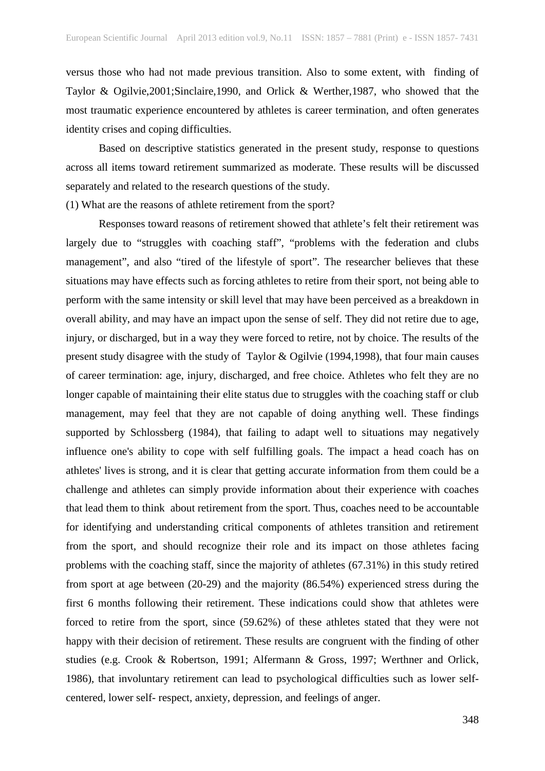versus those who had not made previous transition. Also to some extent, with finding of Taylor & Ogilvie,2001;Sinclaire,1990, and Orlick & Werther,1987, who showed that the most traumatic experience encountered by athletes is career termination, and often generates identity crises and coping difficulties.

Based on descriptive statistics generated in the present study, response to questions across all items toward retirement summarized as moderate. These results will be discussed separately and related to the research questions of the study.

(1) What are the reasons of athlete retirement from the sport?

Responses toward reasons of retirement showed that athlete's felt their retirement was largely due to "struggles with coaching staff", "problems with the federation and clubs management", and also "tired of the lifestyle of sport". The researcher believes that these situations may have effects such as forcing athletes to retire from their sport, not being able to perform with the same intensity or skill level that may have been perceived as a breakdown in overall ability, and may have an impact upon the sense of self. They did not retire due to age, injury, or discharged, but in a way they were forced to retire, not by choice. The results of the present study disagree with the study of Taylor & Ogilvie (1994,1998), that four main causes of career termination: age, injury, discharged, and free choice. Athletes who felt they are no longer capable of maintaining their elite status due to struggles with the coaching staff or club management, may feel that they are not capable of doing anything well. These findings supported by Schlossberg (1984), that failing to adapt well to situations may negatively influence one's ability to cope with self fulfilling goals. The impact a head coach has on athletes' lives is strong, and it is clear that getting accurate information from them could be a challenge and athletes can simply provide information about their experience with coaches that lead them to think about retirement from the sport. Thus, coaches need to be accountable for identifying and understanding critical components of athletes transition and retirement from the sport, and should recognize their role and its impact on those athletes facing problems with the coaching staff, since the majority of athletes (67.31%) in this study retired from sport at age between (20-29) and the majority (86.54%) experienced stress during the first 6 months following their retirement. These indications could show that athletes were forced to retire from the sport, since (59.62%) of these athletes stated that they were not happy with their decision of retirement. These results are congruent with the finding of other studies (e.g. Crook & Robertson, 1991; Alfermann & Gross, 1997; Werthner and Orlick, 1986), that involuntary retirement can lead to psychological difficulties such as lower self-centered, lower self- respect, anxiety, depression, and feelings of anger.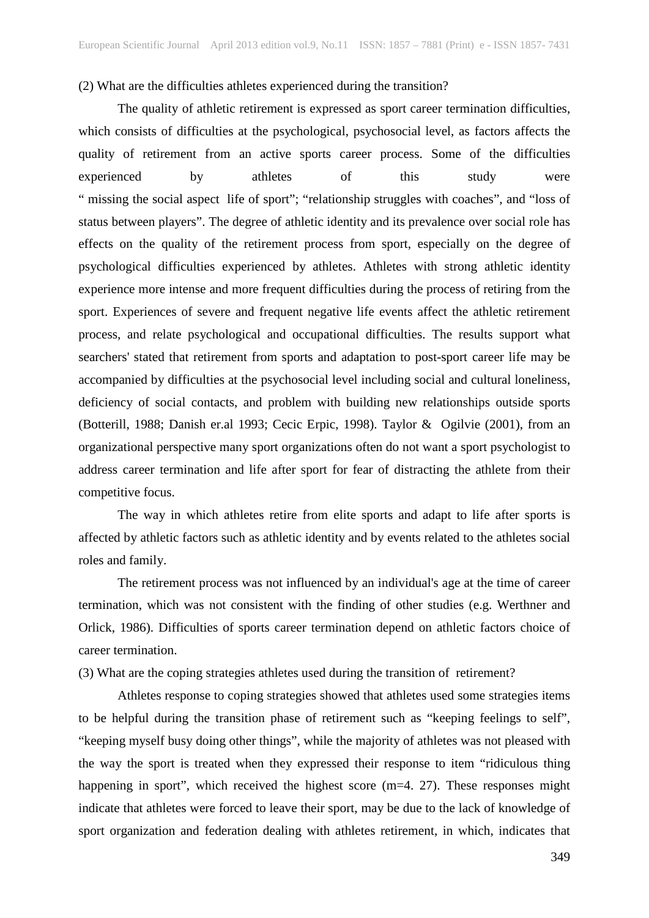(2) What are the difficulties athletes experienced during the transition?

The quality of athletic retirement is expressed as sport career termination difficulties, which consists of difficulties at the psychological, psychosocial level, as factors affects the quality of retirement from an active sports career process. Some of the difficulties experienced by athletes of this study were " missing the social aspect life of sport"; "relationship struggles with coaches", and "loss of status between players". The degree of athletic identity and its prevalence over social role has effects on the quality of the retirement process from sport, especially on the degree of psychological difficulties experienced by athletes. Athletes with strong athletic identity experience more intense and more frequent difficulties during the process of retiring from the sport. Experiences of severe and frequent negative life events affect the athletic retirement process, and relate psychological and occupational difficulties. The results support what searchers' stated that retirement from sports and adaptation to post-sport career life may be accompanied by difficulties at the psychosocial level including social and cultural loneliness, deficiency of social contacts, and problem with building new relationships outside sports (Botterill, 1988; Danish er.al 1993; Cecic Erpic, 1998). Taylor & Ogilvie (2001), from an organizational perspective many sport organizations often do not want a sport psychologist to address career termination and life after sport for fear of distracting the athlete from their competitive focus.

The way in which athletes retire from elite sports and adapt to life after sports is affected by athletic factors such as athletic identity and by events related to the athletes social roles and family.

The retirement process was not influenced by an individual's age at the time of career termination, which was not consistent with the finding of other studies (e.g. Werthner and Orlick, 1986). Difficulties of sports career termination depend on athletic factors choice of career termination.

(3) What are the coping strategies athletes used during the transition of retirement?

Athletes response to coping strategies showed that athletes used some strategies items to be helpful during the transition phase of retirement such as "keeping feelings to self", "keeping myself busy doing other things", while the majority of athletes was not pleased with the way the sport is treated when they expressed their response to item "ridiculous thing happening in sport", which received the highest score (m=4. 27). These responses might indicate that athletes were forced to leave their sport, may be due to the lack of knowledge of sport organization and federation dealing with athletes retirement, in which, indicates that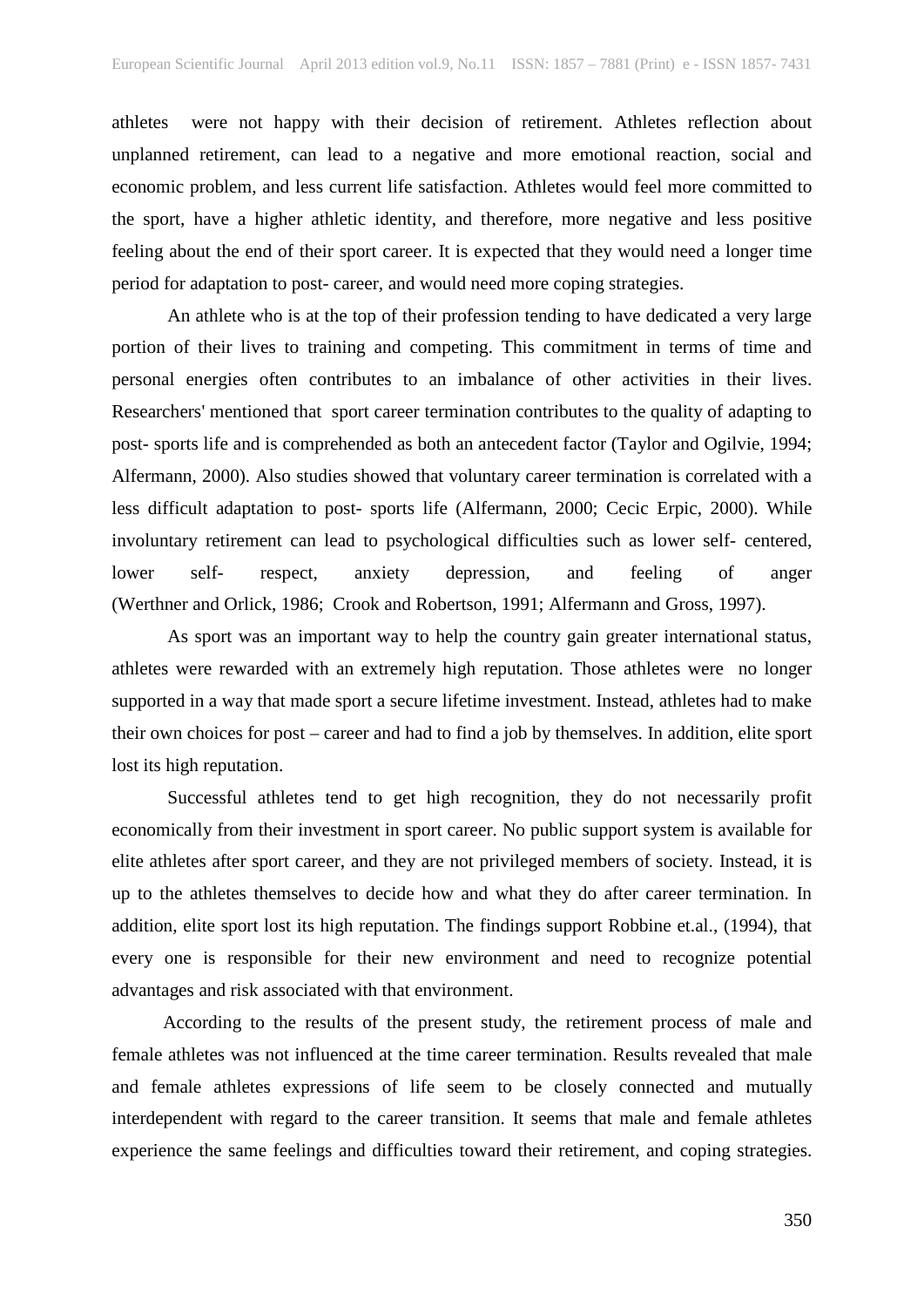athletes were not happy with their decision of retirement. Athletes reflection about unplanned retirement, can lead to a negative and more emotional reaction, social and economic problem, and less current life satisfaction. Athletes would feel more committed to the sport, have a higher athletic identity, and therefore, more negative and less positive feeling about the end of their sport career. It is expected that they would need a longer time period for adaptation to post- career, and would need more coping strategies.

An athlete who is at the top of their profession tending to have dedicated a very large portion of their lives to training and competing. This commitment in terms of time and personal energies often contributes to an imbalance of other activities in their lives. Researchers' mentioned that sport career termination contributes to the quality of adapting to post- sports life and is comprehended as both an antecedent factor (Taylor and Ogilvie, 1994; Alfermann, 2000). Also studies showed that voluntary career termination is correlated with a less difficult adaptation to post- sports life (Alfermann, 2000; Cecic Erpic, 2000). While involuntary retirement can lead to psychological difficulties such as lower self- centered, lower self- respect, anxiety depression, and feeling of anger (Werthner and Orlick, 1986; Crook and Robertson, 1991; Alfermann and Gross, 1997).

As sport was an important way to help the country gain greater international status, athletes were rewarded with an extremely high reputation. Those athletes were no longer supported in a way that made sport a secure lifetime investment. Instead, athletes had to make their own choices for post – career and had to find a job by themselves. In addition, elite sport lost its high reputation.

Successful athletes tend to get high recognition, they do not necessarily profit economically from their investment in sport career. No public support system is available for elite athletes after sport career, and they are not privileged members of society. Instead, it is up to the athletes themselves to decide how and what they do after career termination. In addition, elite sport lost its high reputation. The findings support Robbine et.al., (1994), that every one is responsible for their new environment and need to recognize potential advantages and risk associated with that environment.

According to the results of the present study, the retirement process of male and female athletes was not influenced at the time career termination. Results revealed that male and female athletes expressions of life seem to be closely connected and mutually interdependent with regard to the career transition. It seems that male and female athletes experience the same feelings and difficulties toward their retirement, and coping strategies.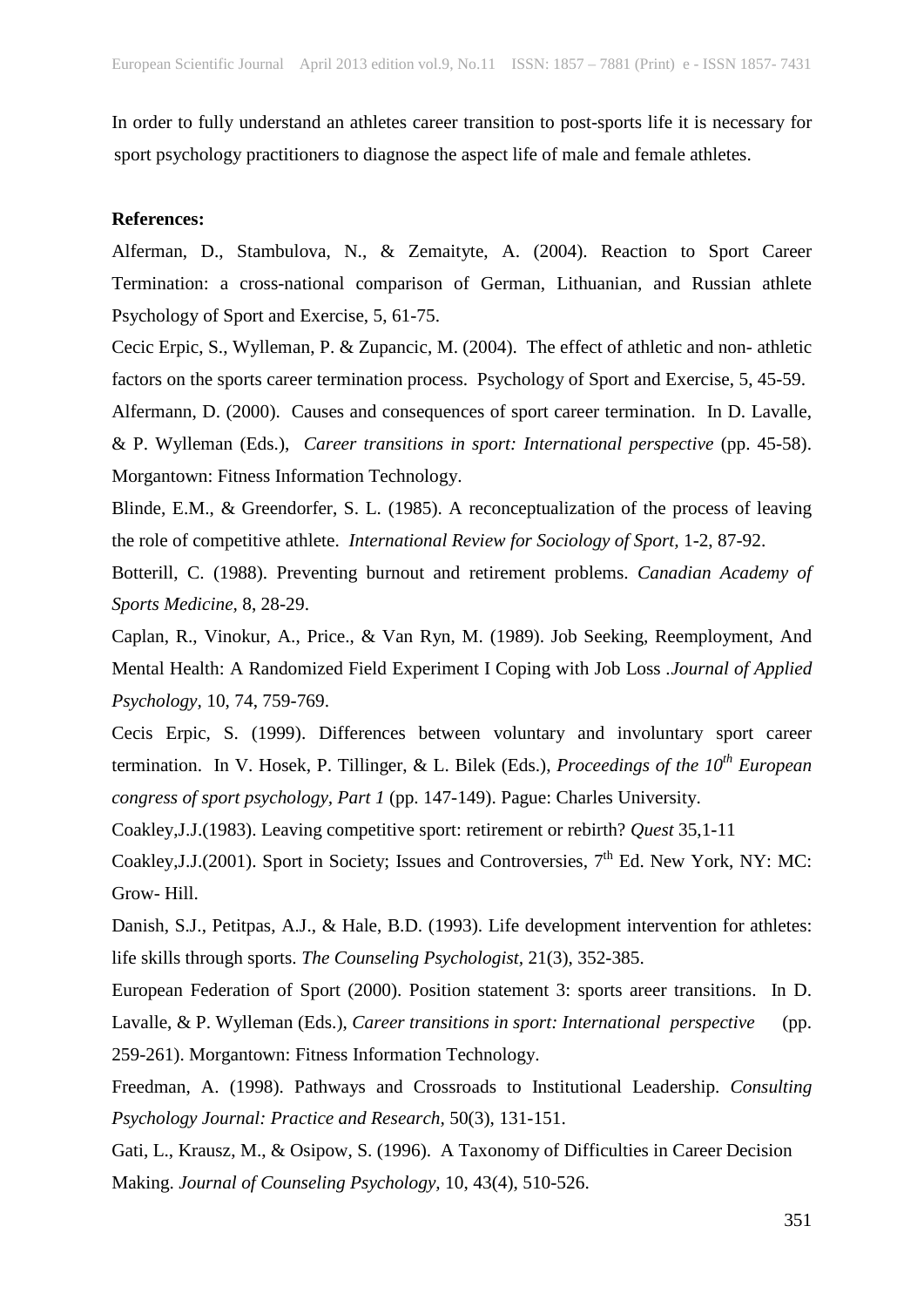In order to fully understand an athletes career transition to post-sports life it is necessary for sport psychology practitioners to diagnose the aspect life of male and female athletes.

**References:**

Alferman, D., Stambulova, N., & Zemaityte, A. (2004). Reaction to Sport Career Termination: a cross-national comparison of German, Lithuanian, and Russian athlete Psychology of Sport and Exercise, 5, 61-75.

Cecic Erpic, S., Wylleman, P. & Zupancic, M. (2004). The effect of athletic and non- athletic factors on the sports career termination process. Psychology of Sport and Exercise, 5, 45-59.

Alfermann, D. (2000). Causes and consequences of sport career termination. In D. Lavalle, & P. Wylleman (Eds.), *Career transitions in sport: International perspective* (pp. 45-58). Morgantown: Fitness Information Technology.

Blinde, E.M., & Greendorfer, S. L. (1985). A reconceptualization of the process of leaving the role of competitive athlete. *International Review for Sociology of Sport,* 1-2, 87-92.

Botterill, C. (1988). Preventing burnout and retirement problems. *Canadian Academy of Sports Medicine,* 8, 28-29.

Caplan, R., Vinokur, A., Price., & Van Ryn, M. (1989). Job Seeking, Reemployment, And Mental Health: A Randomized Field Experiment I Coping with Job Loss .*Journal of Applied Psychology,* 10, 74, 759-769.

Cecis Erpic, S. (1999). Differences between voluntary and involuntary sport career termination. In V. Hosek, P. Tillinger, & L. Bilek (Eds.), *Proceedings of the 10th European congress of sport psychology, Part 1* (pp. 147-149). Pague: Charles University.

Coakley,J.J.(1983). Leaving competitive sport: retirement or rebirth? *Quest* 35,1-11

Coakley,J.J.(2001). Sport in Society; Issues and Controversies, 7th Ed. New York, NY: MC: Grow- Hill.

Danish, S.J., Petitpas, A.J., & Hale, B.D. (1993). Life development intervention for athletes: life skills through sports. *The Counseling Psychologist,* 21(3), 352-385.

European Federation of Sport (2000). Position statement 3: sports areer transitions. In D. Lavalle, & P. Wylleman (Eds.), *Career transitions in sport: International perspective* (pp. 259-261). Morgantown: Fitness Information Technology.

Freedman, A. (1998). Pathways and Crossroads to Institutional Leadership. *Consulting Psychology Journal: Practice and Research,* 50(3), 131-151.

Gati, L., Krausz, M., & Osipow, S. (1996). A Taxonomy of Difficulties in Career Decision Making. *Journal of Counseling Psychology,* 10, 43(4), 510-526.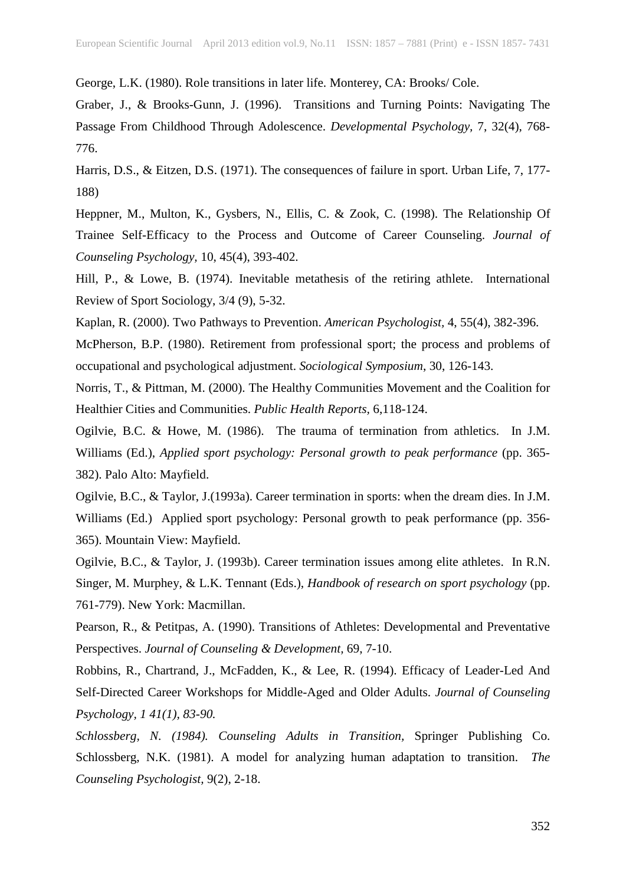George, L.K. (1980). Role transitions in later life. Monterey, CA: Brooks/ Cole.

Graber, J., & Brooks-Gunn, J. (1996). Transitions and Turning Points: Navigating The Passage From Childhood Through Adolescence. *Developmental Psychology,* 7, 32(4), 768-776.

Harris, D.S., & Eitzen, D.S. (1971). The consequences of failure in sport. Urban Life, 7, 177-188)

Heppner, M., Multon, K., Gysbers, N., Ellis, C. & Zook, C. (1998). The Relationship Of Trainee Self-Efficacy to the Process and Outcome of Career Counseling. *Journal of Counseling Psychology,* 10, 45(4), 393-402.

Hill, P., & Lowe, B. (1974). Inevitable metathesis of the retiring athlete. International Review of Sport Sociology, 3/4 (9), 5-32.

Kaplan, R. (2000). Two Pathways to Prevention. *American Psychologist,* 4, 55(4), 382-396.

McPherson, B.P. (1980). Retirement from professional sport; the process and problems of occupational and psychological adjustment. *Sociological Symposium*, 30, 126-143.

Norris, T., & Pittman, M. (2000). The Healthy Communities Movement and the Coalition for Healthier Cities and Communities. *Public Health Reports,* 6,118-124.

Ogilvie, B.C. & Howe, M. (1986). The trauma of termination from athletics. In J.M. Williams (Ed.), *Applied sport psychology: Personal growth to peak performance* (pp. 365-382). Palo Alto: Mayfield.

Ogilvie, B.C., & Taylor, J.(1993a). Career termination in sports: when the dream dies. In J.M. Williams (Ed.) Applied sport psychology: Personal growth to peak performance (pp. 356-365). Mountain View: Mayfield.

Ogilvie, B.C., & Taylor, J. (1993b). Career termination issues among elite athletes. In R.N. Singer, M. Murphey, & L.K. Tennant (Eds.), *Handbook of research on sport psychology* (pp. 761-779). New York: Macmillan.

Pearson, R., & Petitpas, A. (1990). Transitions of Athletes: Developmental and Preventative Perspectives. *Journal of Counseling & Development,* 69, 7-10.

Robbins, R., Chartrand, J., McFadden, K., & Lee, R. (1994). Efficacy of Leader-Led And Self-Directed Career Workshops for Middle-Aged and Older Adults. *Journal of Counseling Psychology, 1 41(1), 83-90.*

*Schlossberg, N. (1984). Counseling Adults in Transition,* Springer Publishing Co.

Schlossberg, N.K. (1981). A model for analyzing human adaptation to transition. *The Counseling Psychologist,* 9(2), 2-18.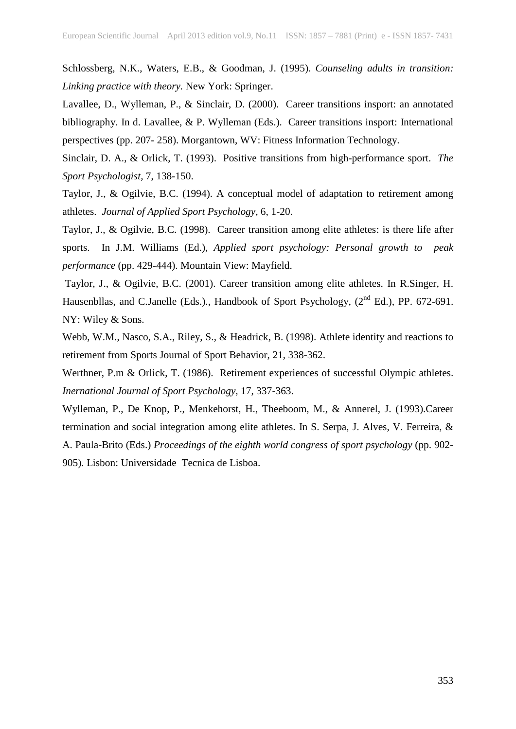Schlossberg, N.K., Waters, E.B., & Goodman, J. (1995). *Counseling adults in transition: Linking practice with theory.* New York: Springer.

Lavallee, D., Wylleman, P., & Sinclair, D. (2000). Career transitions insport: an annotated bibliography. In d. Lavallee, & P. Wylleman (Eds.). Career transitions insport: International perspectives (pp. 207- 258). Morgantown, WV: Fitness Information Technology.

Sinclair, D. A., & Orlick, T. (1993). Positive transitions from high-performance sport. *The Sport Psychologist*, 7, 138-150.

Taylor, J., & Ogilvie, B.C. (1994). A conceptual model of adaptation to retirement among athletes. *Journal of Applied Sport Psychology*, 6, 1-20.

Taylor, J., & Ogilvie, B.C. (1998). Career transition among elite athletes: is there life after sports. In J.M. Williams (Ed.), *Applied sport psychology: Personal growth to peak performance* (pp. 429-444). Mountain View: Mayfield.

Taylor, J., & Ogilvie, B.C. (2001). Career transition among elite athletes. In R.Singer, H. Hausenbllas, and C.Janelle (Eds.)., Handbook of Sport Psychology, (2nd Ed.), PP. 672-691. NY: Wiley & Sons.

Webb, W.M., Nasco, S.A., Riley, S., & Headrick, B. (1998). Athlete identity and reactions to retirement from Sports Journal of Sport Behavior, 21, 338-362.

Werthner, P.m & Orlick, T. (1986). Retirement experiences of successful Olympic athletes. *Inernational Journal of Sport Psychology*, 17, 337-363.

Wylleman, P., De Knop, P., Menkehorst, H., Theeboom, M., & Annerel, J. (1993).Career termination and social integration among elite athletes. In S. Serpa, J. Alves, V. Ferreira, & A. Paula-Brito (Eds.) *Proceedings of the eighth world congress of sport psychology* (pp. 902-905). Lisbon: Universidade Tecnica de Lisboa.